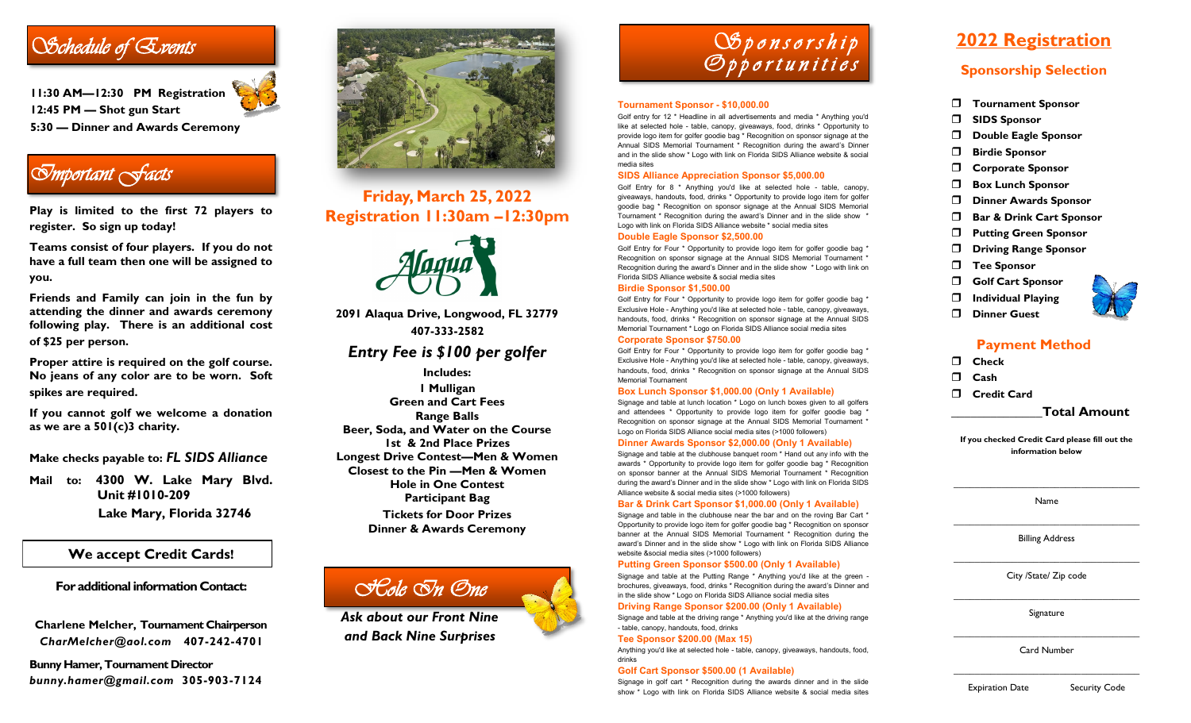## Schedule of Events

**11:30 AM—12:30 PM Registration**
**12:45 PM — Shot gun Start**
**5:30 — Dinner and Awards Ceremony**

## Important Facts

**Play is limited to the first 72 players to register. So sign up today!**

**Teams consist of four players. If you do not have a full team then one will be assigned to you.**

**Friends and Family can join in the fun by attending the dinner and awards ceremony following play. There is an additional cost of $25 per person.**

**Proper attire is required on the golf course. No jeans of any color are to be worn. Soft spikes are required.**

**If you cannot golf we welcome a donation as we are a 501(c)3 charity.**

**Make checks payable to: *FL SIDS Alliance***

**Mail to: 4300 W. Lake Mary Blvd. Unit #1010-209
Lake Mary, Florida 32746**

**We accept Credit Cards!**

**For additional information Contact:**

**Charlene Melcher, Tournament Chairperson**
***CharMelcher@aol.com* 407-242-4701**

**Bunny Hamer, Tournament Director**
***bunny.hamer@gmail.com* 305-903-7124**

## Friday, March 25, 2022
## Registration 11:30am –12:30pm

Alaqua

**2091 Alaqua Drive, Longwood, FL 32779**
**407-333-2582**

### *Entry Fee is $100 per golfer*

**Includes:**
**1 Mulligan**
**Green and Cart Fees**
**Range Balls**
**Beer, Soda, and Water on the Course**
**1st & 2nd Place Prizes**
**Longest Drive Contest—Men & Women**
**Closest to the Pin —Men & Women**
**Hole in One Contest**
**Participant Bag**
**Tickets for Door Prizes**
**Dinner & Awards Ceremony**

## Hole In One

***Ask about our Front Nine and Back Nine Surprises***

## Sponsorship Opportunities

**Tournament Sponsor - $10,000.00**
Golf entry for 12 * Headline in all advertisements and media * Anything you'd like at selected hole - table, canopy, giveaways, food, drinks * Opportunity to provide logo item for golfer goodie bag * Recognition on sponsor signage at the Annual SIDS Memorial Tournament * Recognition during the award's Dinner and in the slide show * Logo with link on Florida SIDS Alliance website & social media sites

**SIDS Alliance Appreciation Sponsor $5,000.00**
Golf Entry for 8 * Anything you'd like at selected hole - table, canopy, giveaways, handouts, food, drinks * Opportunity to provide logo item for golfer goodie bag * Recognition on sponsor signage at the Annual SIDS Memorial Tournament * Recognition during the award's Dinner and in the slide show * Logo with link on Florida SIDS Alliance website * social media sites

**Double Eagle Sponsor $2,500.00**
Golf Entry for Four * Opportunity to provide logo item for golfer goodie bag * Recognition on sponsor signage at the Annual SIDS Memorial Tournament * Recognition during the award's Dinner and in the slide show * Logo with link on Florida SIDS Alliance website & social media sites

**Birdie Sponsor $1,500.00**
Golf Entry for Four * Opportunity to provide logo item for golfer goodie bag * Exclusive Hole - Anything you'd like at selected hole - table, canopy, giveaways, handouts, food, drinks * Recognition on sponsor signage at the Annual SIDS Memorial Tournament * Logo on Florida SIDS Alliance social media sites

**Corporate Sponsor $750.00**
Golf Entry for Four * Opportunity to provide logo item for golfer goodie bag * Exclusive Hole - Anything you'd like at selected hole - table, canopy, giveaways, handouts, food, drinks * Recognition on sponsor signage at the Annual SIDS Memorial Tournament

**Box Lunch Sponsor $1,000.00 (Only 1 Available)**
Signage and table at lunch location * Logo on lunch boxes given to all golfers and attendees * Opportunity to provide logo item for golfer goodie bag * Recognition on sponsor signage at the Annual SIDS Memorial Tournament * Logo on Florida SIDS Alliance social media sites (>1000 followers)

**Dinner Awards Sponsor $2,000.00 (Only 1 Available)**
Signage and table at the clubhouse banquet room * Hand out any info with the awards * Opportunity to provide logo item for golfer goodie bag * Recognition on sponsor banner at the Annual SIDS Memorial Tournament * Recognition during the award's Dinner and in the slide show * Logo with link on Florida SIDS Alliance website & social media sites (>1000 followers)

**Bar & Drink Cart Sponsor $1,000.00 (Only 1 Available)**
Signage and table in the clubhouse near the bar and on the roving Bar Cart * Opportunity to provide logo item for golfer goodie bag * Recognition on sponsor banner at the Annual SIDS Memorial Tournament * Recognition during the award's Dinner and in the slide show * Logo with link on Florida SIDS Alliance website &social media sites (>1000 followers)

**Putting Green Sponsor $500.00 (Only 1 Available)**
Signage and table at the Putting Range * Anything you'd like at the green - brochures, giveaways, food, drinks * Recognition during the award's Dinner and in the slide show * Logo on Florida SIDS Alliance social media sites

**Driving Range Sponsor $200.00 (Only 1 Available)**
Signage and table at the driving range * Anything you'd like at the driving range - table, canopy, handouts, food, drinks

**Tee Sponsor $200.00 (Max 15)**
Anything you'd like at selected hole - table, canopy, giveaways, handouts, food, drinks

**Golf Cart Sponsor $500.00 (1 Available)**
Signage in golf cart * Recognition during the awards dinner and in the slide show * Logo with link on Florida SIDS Alliance website & social media sites

## 2022 Registration

### Sponsorship Selection

- ☐ Tournament Sponsor
- ☐ SIDS Sponsor
- ☐ Double Eagle Sponsor
- ☐ Birdie Sponsor
- ☐ Corporate Sponsor
- ☐ Box Lunch Sponsor
- ☐ Dinner Awards Sponsor
- ☐ Bar & Drink Cart Sponsor
- ☐ Putting Green Sponsor
- ☐ Driving Range Sponsor
- ☐ Tee Sponsor
- ☐ Golf Cart Sponsor
- ☐ Individual Playing
- ☐ Dinner Guest

### Payment Method

- ☐ Check
- ☐ Cash
- ☐ Credit Card

______________ **Total Amount**

**If you checked Credit Card please fill out the information below**

Name

Billing Address

City /State/ Zip code

Signature

Card Number

Expiration Date Security Code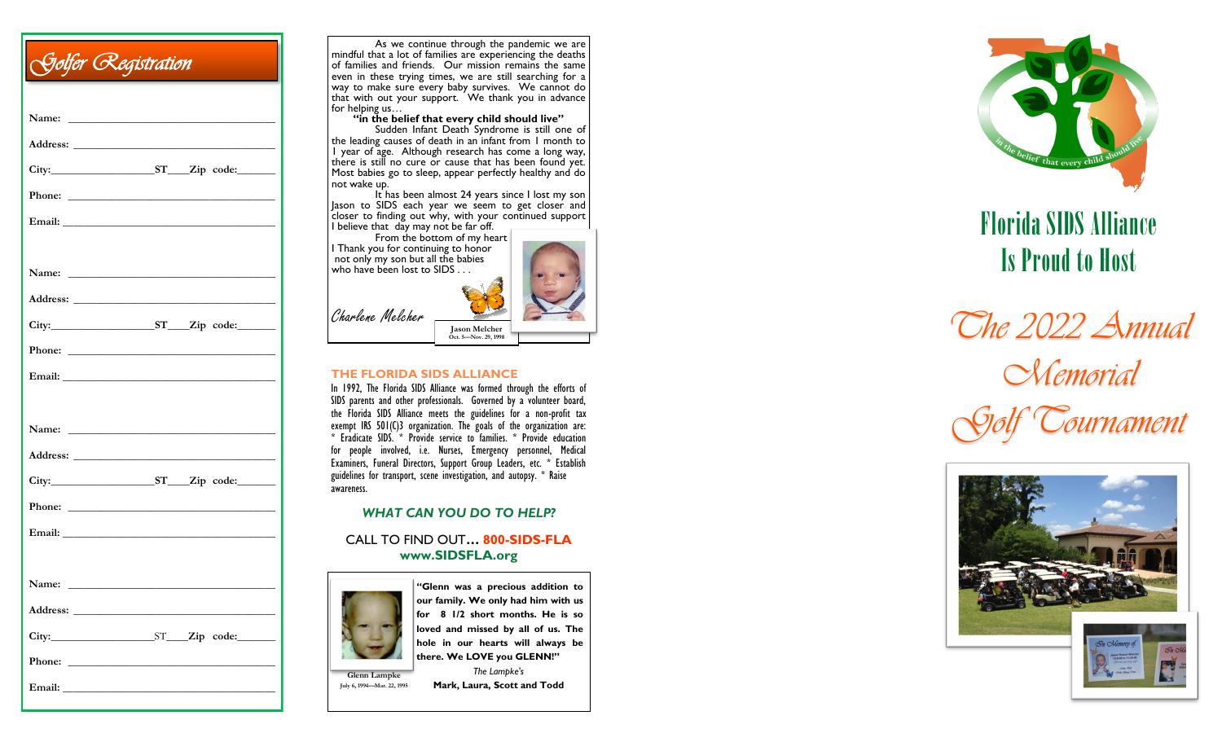# Golfer Registration

Name: ______________________________

Address: ______________________________

City:________________ST____Zip code:_______

Phone: ______________________________

Email: ______________________________

Name: ______________________________

Address: ______________________________

City:________________ST____Zip code:_______

Phone: ______________________________

Email: ______________________________

Name: ______________________________

Address: ______________________________

City:________________ST____Zip code:_______

Phone: ______________________________

Email: ______________________________

Name: ______________________________

Address: ______________________________

City:________________ST____Zip code:_______

Phone: ______________________________

Email: ______________________________

As we continue through the pandemic we are mindful that a lot of families are experiencing the deaths of families and friends. Our mission remains the same even in these trying times, we are still searching for a way to make sure every baby survives. We cannot do that with out your support. We thank you in advance for helping us…

**"in the belief that every child should live"**

Sudden Infant Death Syndrome is still one of the leading causes of death in an infant from 1 month to 1 year of age. Although research has come a long way, there is still no cure or cause that has been found yet. Most babies go to sleep, appear perfectly healthy and do not wake up.

It has been almost 24 years since I lost my son Jason to SIDS each year we seem to get closer and closer to finding out why, with your continued support I believe that day may not be far off.

From the bottom of my heart I Thank you for continuing to honor not only my son but all the babies who have been lost to SIDS . . .

*Charlene Melcher*

Jason Melcher
Oct. 5—Nov. 29, 1998

## THE FLORIDA SIDS ALLIANCE

In 1992, The Florida SIDS Alliance was formed through the efforts of SIDS parents and other professionals. Governed by a volunteer board, the Florida SIDS Alliance meets the guidelines for a non-profit tax exempt IRS 501(C)3 organization. The goals of the organization are: * Eradicate SIDS. * Provide service to families. * Provide education for people involved, i.e. Nurses, Emergency personnel, Medical Examiners, Funeral Directors, Support Group Leaders, etc. * Establish guidelines for transport, scene investigation, and autopsy. * Raise awareness.

### *WHAT CAN YOU DO TO HELP?*

CALL TO FIND OUT… **800-SIDS-FLA**

**www.SIDSFLA.org**

**"Glenn was a precious addition to our family. We only had him with us for 8 1/2 short months. He is so loved and missed by all of us. The hole in our hearts will always be there. We LOVE you GLENN!"**

*The Lampke's*

**Mark, Laura, Scott and Todd**

Glenn Lampke
July 6, 1994—Mar. 22, 1995

in the belief that every child should live

# Florida SIDS Alliance Is Proud to Host

# *The 2022 Annual Memorial Golf Tournament*